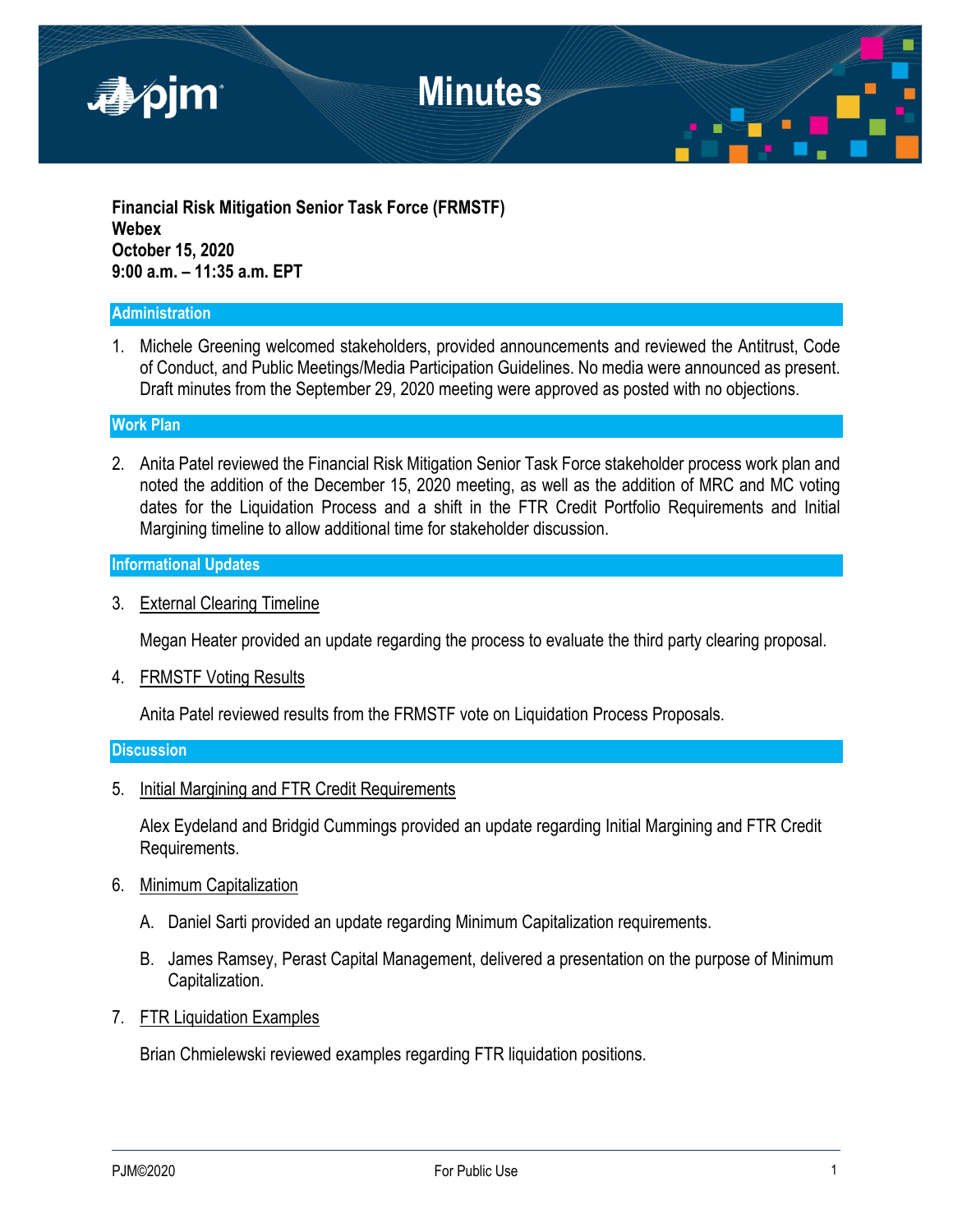# Minutes

**Financial Risk Mitigation Senior Task Force (FRMSTF)**
**Webex**
**October 15, 2020**
**9:00 a.m. – 11:35 a.m. EPT**

## Administration

1. Michele Greening welcomed stakeholders, provided announcements and reviewed the Antitrust, Code of Conduct, and Public Meetings/Media Participation Guidelines. No media were announced as present. Draft minutes from the September 29, 2020 meeting were approved as posted with no objections.

## Work Plan

2. Anita Patel reviewed the Financial Risk Mitigation Senior Task Force stakeholder process work plan and noted the addition of the December 15, 2020 meeting, as well as the addition of MRC and MC voting dates for the Liquidation Process and a shift in the FTR Credit Portfolio Requirements and Initial Margining timeline to allow additional time for stakeholder discussion.

## Informational Updates

3. External Clearing Timeline

   Megan Heater provided an update regarding the process to evaluate the third party clearing proposal.

4. FRMSTF Voting Results

   Anita Patel reviewed results from the FRMSTF vote on Liquidation Process Proposals.

## Discussion

5. Initial Margining and FTR Credit Requirements

   Alex Eydeland and Bridgid Cummings provided an update regarding Initial Margining and FTR Credit Requirements.

6. Minimum Capitalization

   A. Daniel Sarti provided an update regarding Minimum Capitalization requirements.

   B. James Ramsey, Perast Capital Management, delivered a presentation on the purpose of Minimum Capitalization.

7. FTR Liquidation Examples

   Brian Chmielewski reviewed examples regarding FTR liquidation positions.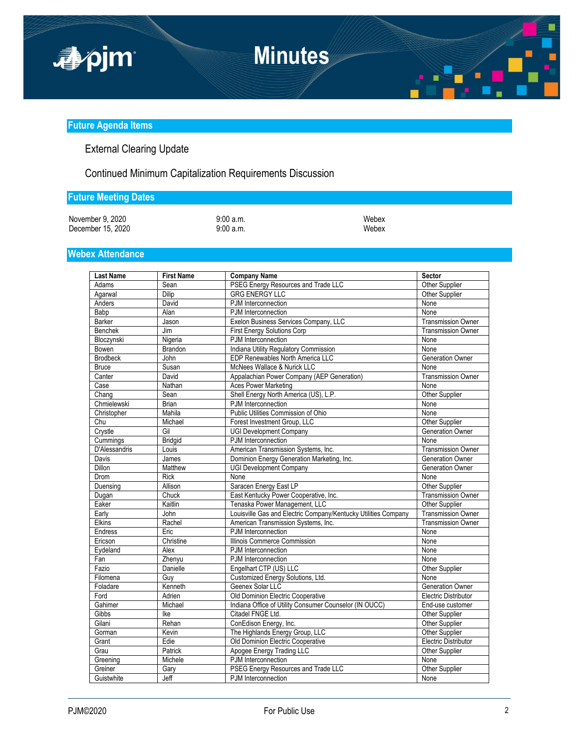## Future Agenda Items

External Clearing Update

Continued Minimum Capitalization Requirements Discussion

## Future Meeting Dates

| | | |
|---|---|---|
| November 9, 2020 | 9:00 a.m. | Webex |
| December 15, 2020 | 9:00 a.m. | Webex |

## Webex Attendance

| Last Name | First Name | Company Name | Sector |
|---|---|---|---|
| Adams | Sean | PSEG Energy Resources and Trade LLC | Other Supplier |
| Agarwal | Dilip | GRG ENERGY LLC | Other Supplier |
| Anders | David | PJM Interconnection | None |
| Babp | Alan | PJM Interconnection | None |
| Barker | Jason | Exelon Business Services Company, LLC | Transmission Owner |
| Benchek | Jim | First Energy Solutions Corp | Transmission Owner |
| Bloczynski | Nigeria | PJM Interconnection | None |
| Bowen | Brandon | Indiana Utility Regulatory Commission | None |
| Brodbeck | John | EDP Renewables North America LLC | Generation Owner |
| Bruce | Susan | McNees Wallace & Nurick LLC | None |
| Canter | David | Appalachian Power Company (AEP Generation) | Transmission Owner |
| Case | Nathan | Aces Power Marketing | None |
| Chang | Sean | Shell Energy North America (US), L.P. | Other Supplier |
| Chmielewski | Brian | PJM Interconnection | None |
| Christopher | Mahila | Public Utilities Commission of Ohio | None |
| Chu | Michael | Forest Investment Group, LLC | Other Supplier |
| Crystle | Gil | UGI Development Company | Generation Owner |
| Cummings | Bridgid | PJM Interconnection | None |
| D'Alessandris | Louis | American Transmission Systems, Inc. | Transmission Owner |
| Davis | James | Dominion Energy Generation Marketing, Inc. | Generation Owner |
| Dillon | Matthew | UGI Development Company | Generation Owner |
| Drom | Rick | None | None |
| Duensing | Allison | Saracen Energy East LP | Other Supplier |
| Dugan | Chuck | East Kentucky Power Cooperative, Inc. | Transmission Owner |
| Eaker | Kaitlin | Tenaska Power Management, LLC | Other Supplier |
| Early | John | Louisville Gas and Electric Company/Kentucky Utilities Company | Transmission Owner |
| Elkins | Rachel | American Transmission Systems, Inc. | Transmission Owner |
| Endress | Eric | PJM Interconnection | None |
| Ericson | Christine | Illinois Commerce Commission | None |
| Eydeland | Alex | PJM Interconnection | None |
| Fan | Zhenyu | PJM Interconnection | None |
| Fazio | Danielle | Engelhart CTP (US) LLC | Other Supplier |
| Filomena | Guy | Customized Energy Solutions, Ltd. | None |
| Foladare | Kenneth | Geenex Solar LLC | Generation Owner |
| Ford | Adrien | Old Dominion Electric Cooperative | Electric Distributor |
| Gahimer | Michael | Indiana Office of Utility Consumer Counselor (IN OUCC) | End-use customer |
| Gibbs | Ike | Citadel FNGE Ltd. | Other Supplier |
| Gilani | Rehan | ConEdison Energy, Inc. | Other Supplier |
| Gorman | Kevin | The Highlands Energy Group, LLC | Other Supplier |
| Grant | Edie | Old Dominion Electric Cooperative | Electric Distributor |
| Grau | Patrick | Apogee Energy Trading LLC | Other Supplier |
| Greening | Michele | PJM Interconnection | None |
| Greiner | Gary | PSEG Energy Resources and Trade LLC | Other Supplier |
| Guistwhite | Jeff | PJM Interconnection | None |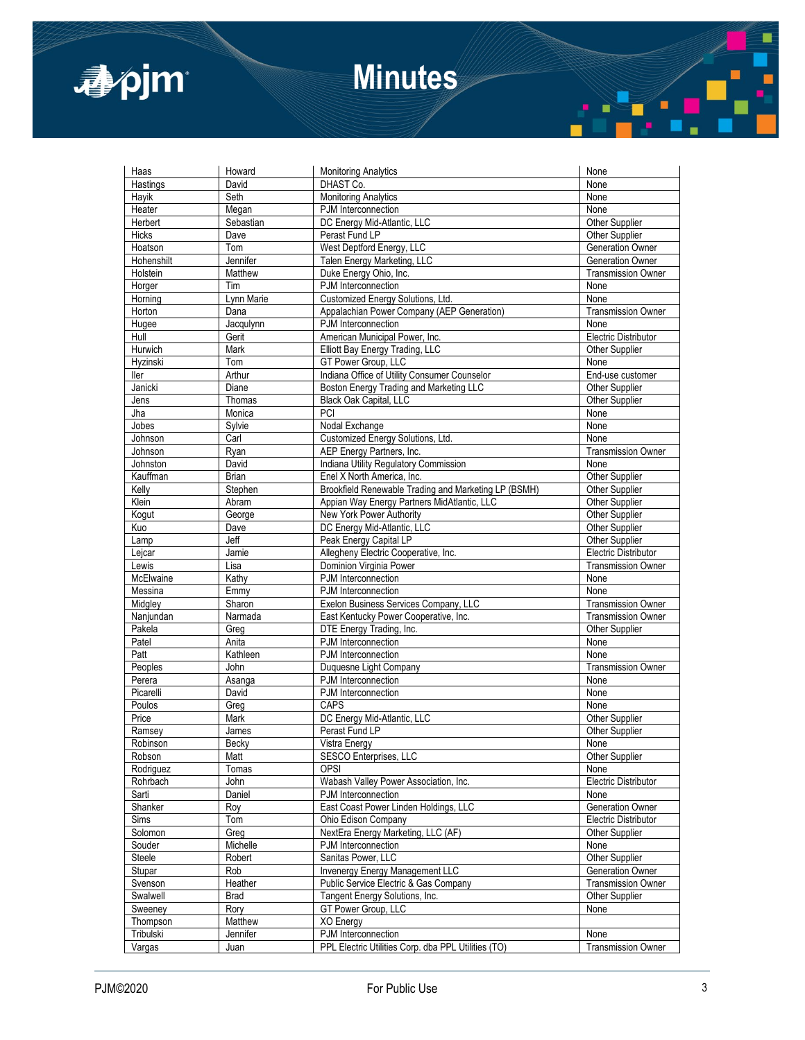| Haas | Howard | Monitoring Analytics | None |
|---|---|---|---|
| Hastings | David | DHAST Co. | None |
| Hayik | Seth | Monitoring Analytics | None |
| Heater | Megan | PJM Interconnection | None |
| Herbert | Sebastian | DC Energy Mid-Atlantic, LLC | Other Supplier |
| Hicks | Dave | Perast Fund LP | Other Supplier |
| Hoatson | Tom | West Deptford Energy, LLC | Generation Owner |
| Hohenshilt | Jennifer | Talen Energy Marketing, LLC | Generation Owner |
| Holstein | Matthew | Duke Energy Ohio, Inc. | Transmission Owner |
| Horger | Tim | PJM Interconnection | None |
| Horning | Lynn Marie | Customized Energy Solutions, Ltd. | None |
| Horton | Dana | Appalachian Power Company (AEP Generation) | Transmission Owner |
| Hugee | Jacqulynn | PJM Interconnection | None |
| Hull | Gerit | American Municipal Power, Inc. | Electric Distributor |
| Hurwich | Mark | Elliott Bay Energy Trading, LLC | Other Supplier |
| Hyzinski | Tom | GT Power Group, LLC | None |
| Iler | Arthur | Indiana Office of Utility Consumer Counselor | End-use customer |
| Janicki | Diane | Boston Energy Trading and Marketing LLC | Other Supplier |
| Jens | Thomas | Black Oak Capital, LLC | Other Supplier |
| Jha | Monica | PCI | None |
| Jobes | Sylvie | Nodal Exchange | None |
| Johnson | Carl | Customized Energy Solutions, Ltd. | None |
| Johnson | Ryan | AEP Energy Partners, Inc. | Transmission Owner |
| Johnston | David | Indiana Utility Regulatory Commission | None |
| Kauffman | Brian | Enel X North America, Inc. | Other Supplier |
| Kelly | Stephen | Brookfield Renewable Trading and Marketing LP (BSMH) | Other Supplier |
| Klein | Abram | Appian Way Energy Partners MidAtlantic, LLC | Other Supplier |
| Kogut | George | New York Power Authority | Other Supplier |
| Kuo | Dave | DC Energy Mid-Atlantic, LLC | Other Supplier |
| Lamp | Jeff | Peak Energy Capital LP | Other Supplier |
| Lejcar | Jamie | Allegheny Electric Cooperative, Inc. | Electric Distributor |
| Lewis | Lisa | Dominion Virginia Power | Transmission Owner |
| McElwaine | Kathy | PJM Interconnection | None |
| Messina | Emmy | PJM Interconnection | None |
| Midgley | Sharon | Exelon Business Services Company, LLC | Transmission Owner |
| Nanjundan | Narmada | East Kentucky Power Cooperative, Inc. | Transmission Owner |
| Pakela | Greg | DTE Energy Trading, Inc. | Other Supplier |
| Patel | Anita | PJM Interconnection | None |
| Patt | Kathleen | PJM Interconnection | None |
| Peoples | John | Duquesne Light Company | Transmission Owner |
| Perera | Asanga | PJM Interconnection | None |
| Picarelli | David | PJM Interconnection | None |
| Poulos | Greg | CAPS | None |
| Price | Mark | DC Energy Mid-Atlantic, LLC | Other Supplier |
| Ramsey | James | Perast Fund LP | Other Supplier |
| Robinson | Becky | Vistra Energy | None |
| Robson | Matt | SESCO Enterprises, LLC | Other Supplier |
| Rodriguez | Tomas | OPSI | None |
| Rohrbach | John | Wabash Valley Power Association, Inc. | Electric Distributor |
| Sarti | Daniel | PJM Interconnection | None |
| Shanker | Roy | East Coast Power Linden Holdings, LLC | Generation Owner |
| Sims | Tom | Ohio Edison Company | Electric Distributor |
| Solomon | Greg | NextEra Energy Marketing, LLC (AF) | Other Supplier |
| Souder | Michelle | PJM Interconnection | None |
| Steele | Robert | Sanitas Power, LLC | Other Supplier |
| Stupar | Rob | Invenergy Energy Management LLC | Generation Owner |
| Svenson | Heather | Public Service Electric & Gas Company | Transmission Owner |
| Swalwell | Brad | Tangent Energy Solutions, Inc. | Other Supplier |
| Sweeney | Rory | GT Power Group, LLC | None |
| Thompson | Matthew | XO Energy | |
| Tribulski | Jennifer | PJM Interconnection | None |
| Vargas | Juan | PPL Electric Utilities Corp. dba PPL Utilities (TO) | Transmission Owner |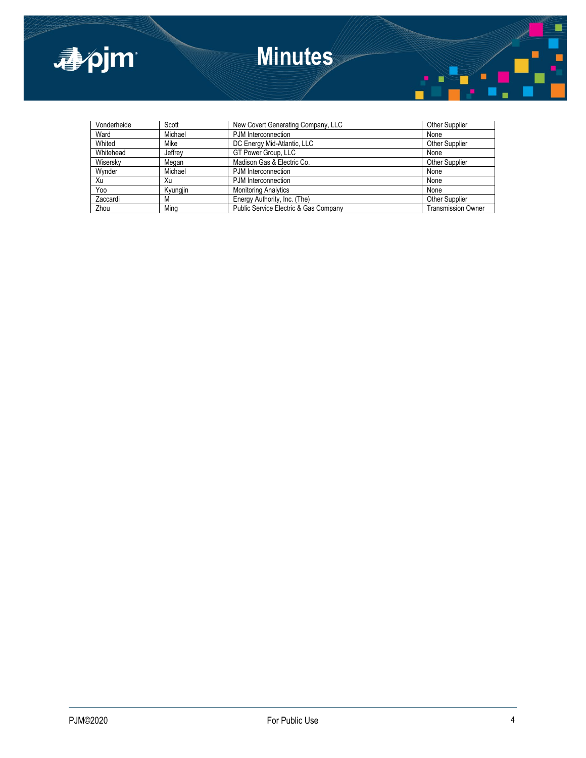| | | | |
|---|---|---|---|
| Vonderheide | Scott | New Covert Generating Company, LLC | Other Supplier |
| Ward | Michael | PJM Interconnection | None |
| Whited | Mike | DC Energy Mid-Atlantic, LLC | Other Supplier |
| Whitehead | Jeffrey | GT Power Group, LLC | None |
| Wisersky | Megan | Madison Gas & Electric Co. | Other Supplier |
| Wynder | Michael | PJM Interconnection | None |
| Xu | Xu | PJM Interconnection | None |
| Yoo | Kyungjin | Monitoring Analytics | None |
| Zaccardi | M | Energy Authority, Inc. (The) | Other Supplier |
| Zhou | Ming | Public Service Electric & Gas Company | Transmission Owner |